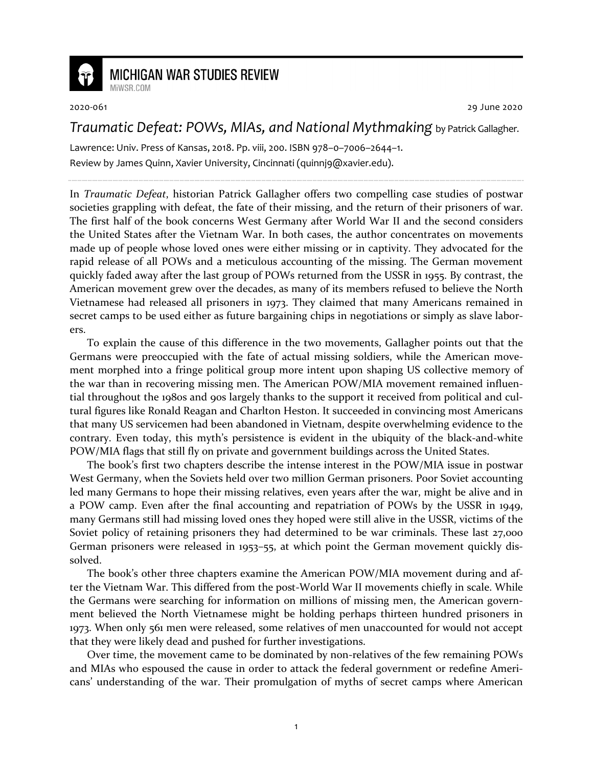# MICHIGAN WAR STUDIES REVIEW

MiWSR.COM

2020-061 29 June 2020

## *Traumatic Defeat: POWs, MIAs, and National Mythmaking* by Patrick Gallagher.

Lawrence: Univ. Press of Kansas, 2018. Pp. viii, 200. ISBN 978–0–7006–2644–1.

Review by James Quinn, Xavier University, Cincinnati (quinnj9@xavier.edu).

---

In *Traumatic Defeat*, historian Patrick Gallagher offers two compelling case studies of postwar societies grappling with defeat, the fate of their missing, and the return of their prisoners of war. The first half of the book concerns West Germany after World War II and the second considers the United States after the Vietnam War. In both cases, the author concentrates on movements made up of people whose loved ones were either missing or in captivity. They advocated for the rapid release of all POWs and a meticulous accounting of the missing. The German movement quickly faded away after the last group of POWs returned from the USSR in 1955. By contrast, the American movement grew over the decades, as many of its members refused to believe the North Vietnamese had released all prisoners in 1973. They claimed that many Americans remained in secret camps to be used either as future bargaining chips in negotiations or simply as slave laborers.

To explain the cause of this difference in the two movements, Gallagher points out that the Germans were preoccupied with the fate of actual missing soldiers, while the American movement morphed into a fringe political group more intent upon shaping US collective memory of the war than in recovering missing men. The American POW/MIA movement remained influential throughout the 1980s and 90s largely thanks to the support it received from political and cultural figures like Ronald Reagan and Charlton Heston. It succeeded in convincing most Americans that many US servicemen had been abandoned in Vietnam, despite overwhelming evidence to the contrary. Even today, this myth's persistence is evident in the ubiquity of the black-and-white POW/MIA flags that still fly on private and government buildings across the United States.

The book's first two chapters describe the intense interest in the POW/MIA issue in postwar West Germany, when the Soviets held over two million German prisoners. Poor Soviet accounting led many Germans to hope their missing relatives, even years after the war, might be alive and in a POW camp. Even after the final accounting and repatriation of POWs by the USSR in 1949, many Germans still had missing loved ones they hoped were still alive in the USSR, victims of the Soviet policy of retaining prisoners they had determined to be war criminals. These last 27,000 German prisoners were released in 1953–55, at which point the German movement quickly dissolved.

The book's other three chapters examine the American POW/MIA movement during and after the Vietnam War. This differed from the post-World War II movements chiefly in scale. While the Germans were searching for information on millions of missing men, the American government believed the North Vietnamese might be holding perhaps thirteen hundred prisoners in 1973. When only 561 men were released, some relatives of men unaccounted for would not accept that they were likely dead and pushed for further investigations.

Over time, the movement came to be dominated by non-relatives of the few remaining POWs and MIAs who espoused the cause in order to attack the federal government or redefine Americans' understanding of the war. Their promulgation of myths of secret camps where American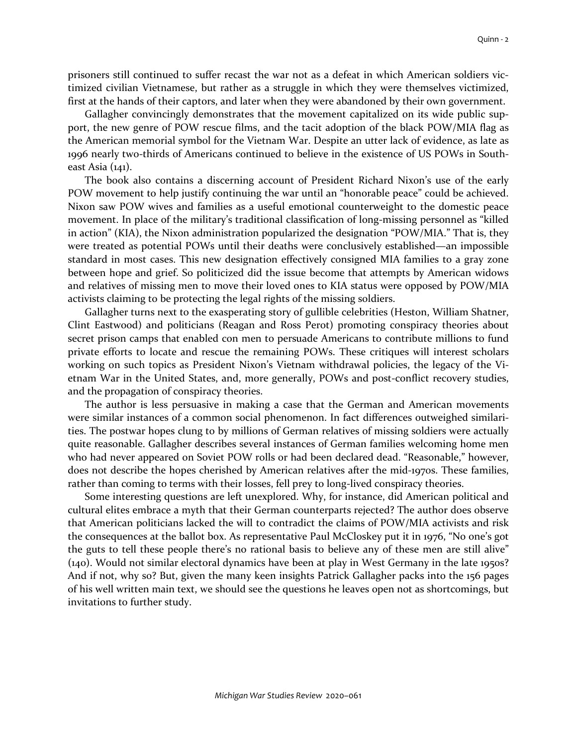prisoners still continued to suffer recast the war not as a defeat in which American soldiers victimized civilian Vietnamese, but rather as a struggle in which they were themselves victimized, first at the hands of their captors, and later when they were abandoned by their own government.

Gallagher convincingly demonstrates that the movement capitalized on its wide public support, the new genre of POW rescue films, and the tacit adoption of the black POW/MIA flag as the American memorial symbol for the Vietnam War. Despite an utter lack of evidence, as late as 1996 nearly two-thirds of Americans continued to believe in the existence of US POWs in Southeast Asia (141).

The book also contains a discerning account of President Richard Nixon's use of the early POW movement to help justify continuing the war until an "honorable peace" could be achieved. Nixon saw POW wives and families as a useful emotional counterweight to the domestic peace movement. In place of the military's traditional classification of long-missing personnel as "killed in action" (KIA), the Nixon administration popularized the designation "POW/MIA." That is, they were treated as potential POWs until their deaths were conclusively established—an impossible standard in most cases. This new designation effectively consigned MIA families to a gray zone between hope and grief. So politicized did the issue become that attempts by American widows and relatives of missing men to move their loved ones to KIA status were opposed by POW/MIA activists claiming to be protecting the legal rights of the missing soldiers.

Gallagher turns next to the exasperating story of gullible celebrities (Heston, William Shatner, Clint Eastwood) and politicians (Reagan and Ross Perot) promoting conspiracy theories about secret prison camps that enabled con men to persuade Americans to contribute millions to fund private efforts to locate and rescue the remaining POWs. These critiques will interest scholars working on such topics as President Nixon's Vietnam withdrawal policies, the legacy of the Vietnam War in the United States, and, more generally, POWs and post-conflict recovery studies, and the propagation of conspiracy theories.

The author is less persuasive in making a case that the German and American movements were similar instances of a common social phenomenon. In fact differences outweighed similarities. The postwar hopes clung to by millions of German relatives of missing soldiers were actually quite reasonable. Gallagher describes several instances of German families welcoming home men who had never appeared on Soviet POW rolls or had been declared dead. "Reasonable," however, does not describe the hopes cherished by American relatives after the mid-1970s. These families, rather than coming to terms with their losses, fell prey to long-lived conspiracy theories.

Some interesting questions are left unexplored. Why, for instance, did American political and cultural elites embrace a myth that their German counterparts rejected? The author does observe that American politicians lacked the will to contradict the claims of POW/MIA activists and risk the consequences at the ballot box. As representative Paul McCloskey put it in 1976, "No one's got the guts to tell these people there's no rational basis to believe any of these men are still alive" (140). Would not similar electoral dynamics have been at play in West Germany in the late 1950s? And if not, why so? But, given the many keen insights Patrick Gallagher packs into the 156 pages of his well written main text, we should see the questions he leaves open not as shortcomings, but invitations to further study.